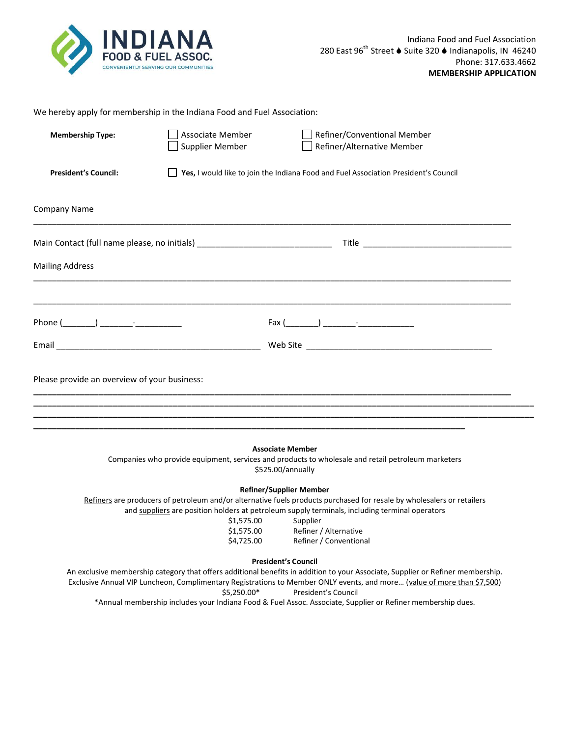**INDIANA FOOD & FUEL ASSOC.**
CONVENIENTLY SERVING OUR COMMUNITIES

Indiana Food and Fuel Association
280 East 96th Street ♦ Suite 320 ♦ Indianapolis, IN 46240
Phone: 317.633.4662
**MEMBERSHIP APPLICATION**

We hereby apply for membership in the Indiana Food and Fuel Association:

**Membership Type:** ☐ Associate Member ☐ Refiner/Conventional Member
☐ Supplier Member ☐ Refiner/Alternative Member

**President's Council:** ☐ **Yes,** I would like to join the Indiana Food and Fuel Association President's Council

Company Name

_______________________________________________________________________________

Main Contact (full name please, no initials) ____________________________ Title ______________________________

Mailing Address

_______________________________________________________________________________

_______________________________________________________________________________

Phone (_______) _______-__________ Fax (_______) _______-____________

Email ____________________________________________ Web Site ________________________________________

Please provide an overview of your business:

_______________________________________________________________________________

_______________________________________________________________________________

_______________________________________________________________________________

_______________________________________________________________________________

**Associate Member**

Companies who provide equipment, services and products to wholesale and retail petroleum marketers
$525.00/annually

**Refiner/Supplier Member**

Refiners are producers of petroleum and/or alternative fuels products purchased for resale by wholesalers or retailers and suppliers are position holders at petroleum supply terminals, including terminal operators

$1,575.00 Supplier
$1,575.00 Refiner / Alternative
$4,725.00 Refiner / Conventional

**President's Council**

An exclusive membership category that offers additional benefits in addition to your Associate, Supplier or Refiner membership. Exclusive Annual VIP Luncheon, Complimentary Registrations to Member ONLY events, and more… (value of more than $7,500)

$5,250.00* President's Council

*Annual membership includes your Indiana Food & Fuel Assoc. Associate, Supplier or Refiner membership dues.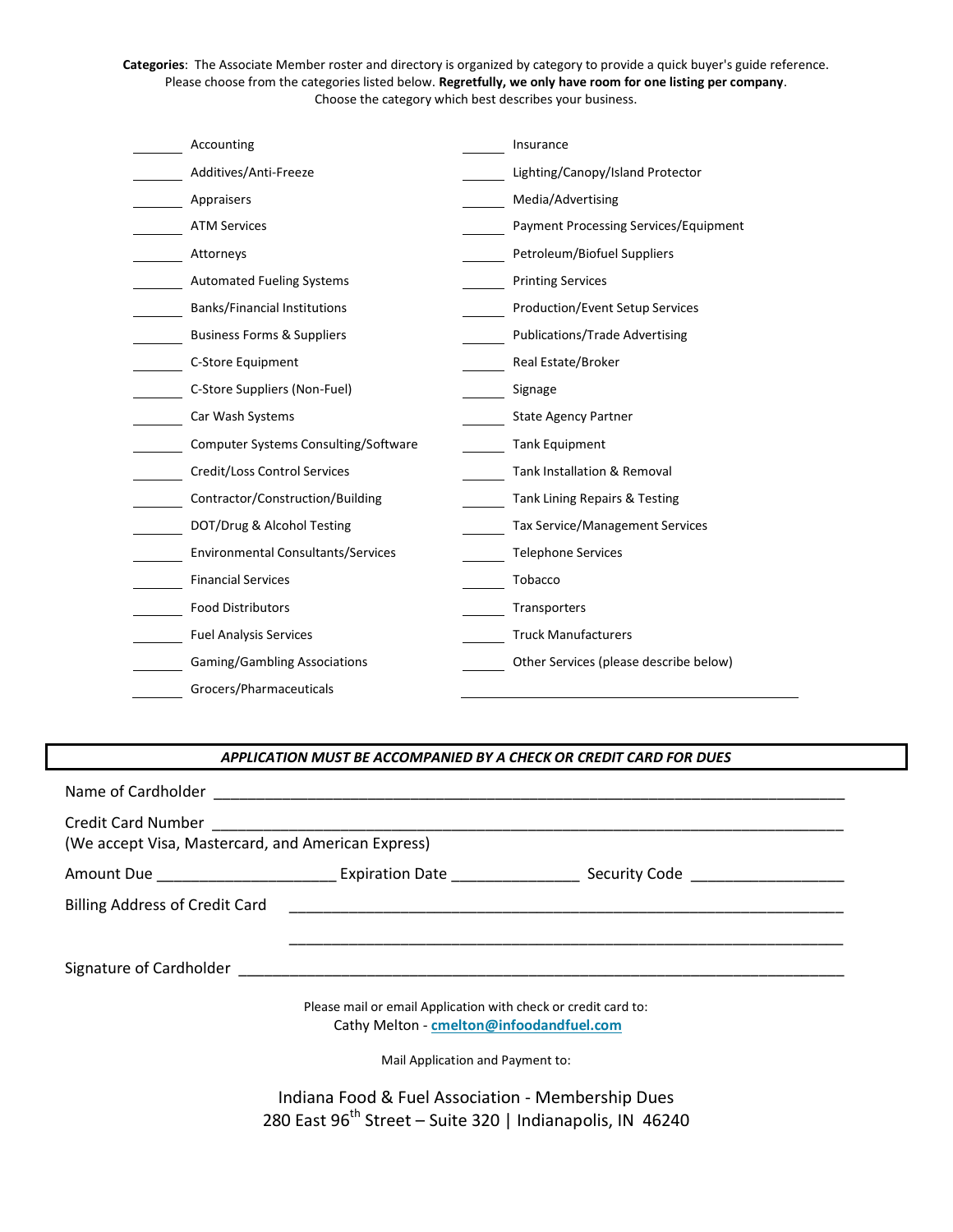**Categories**: The Associate Member roster and directory is organized by category to provide a quick buyer's guide reference. Please choose from the categories listed below. **Regretfully, we only have room for one listing per company**. Choose the category which best describes your business.

_______ Accounting
_______ Additives/Anti-Freeze
_______ Appraisers
_______ ATM Services
_______ Attorneys
_______ Automated Fueling Systems
_______ Banks/Financial Institutions
_______ Business Forms & Suppliers
_______ C-Store Equipment
_______ C-Store Suppliers (Non-Fuel)
_______ Car Wash Systems
_______ Computer Systems Consulting/Software
_______ Credit/Loss Control Services
_______ Contractor/Construction/Building
_______ DOT/Drug & Alcohol Testing
_______ Environmental Consultants/Services
_______ Financial Services
_______ Food Distributors
_______ Fuel Analysis Services
_______ Gaming/Gambling Associations
_______ Grocers/Pharmaceuticals
_______ Insurance
_______ Lighting/Canopy/Island Protector
_______ Media/Advertising
_______ Payment Processing Services/Equipment
_______ Petroleum/Biofuel Suppliers
_______ Printing Services
_______ Production/Event Setup Services
_______ Publications/Trade Advertising
_______ Real Estate/Broker
_______ Signage
_______ State Agency Partner
_______ Tank Equipment
_______ Tank Installation & Removal
_______ Tank Lining Repairs & Testing
_______ Tax Service/Management Services
_______ Telephone Services
_______ Tobacco
_______ Transporters
_______ Truck Manufacturers
_______ Other Services (please describe below)

_____________________________________________

***APPLICATION MUST BE ACCOMPANIED BY A CHECK OR CREDIT CARD FOR DUES***

Name of Cardholder ______________________________________________________________________

Credit Card Number ______________________________________________________________________
(We accept Visa, Mastercard, and American Express)

Amount Due ____________________ Expiration Date ______________ Security Code _________________

Billing Address of Credit Card ______________________________________________________________

______________________________________________________________

Signature of Cardholder ____________________________________________________________________

Please mail or email Application with check or credit card to:
Cathy Melton - **cmelton@infoodandfuel.com**

Mail Application and Payment to:

Indiana Food & Fuel Association - Membership Dues
280 East 96th Street – Suite 320 | Indianapolis, IN 46240